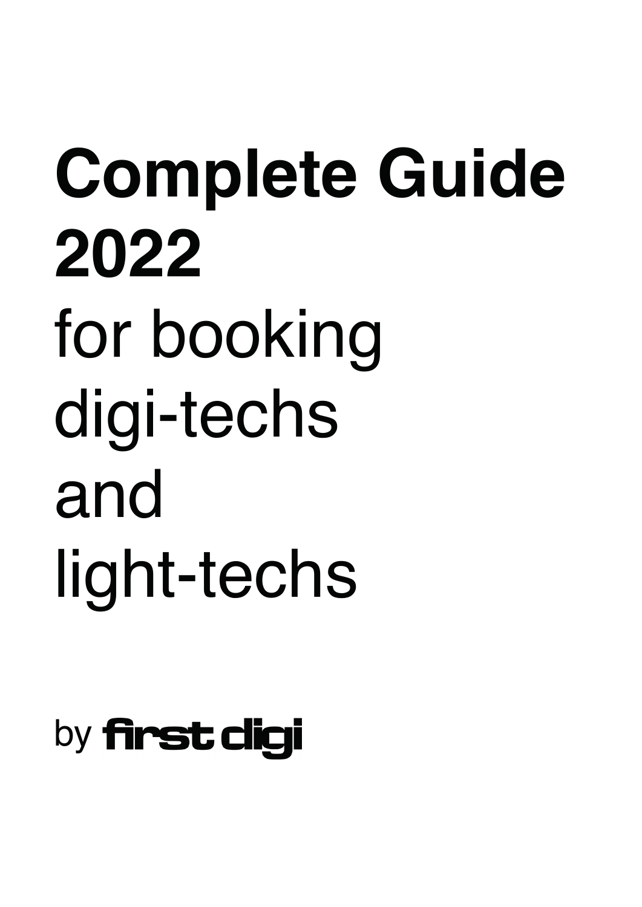# Complete Guide 2022

for booking digi-techs and light-techs

by first digi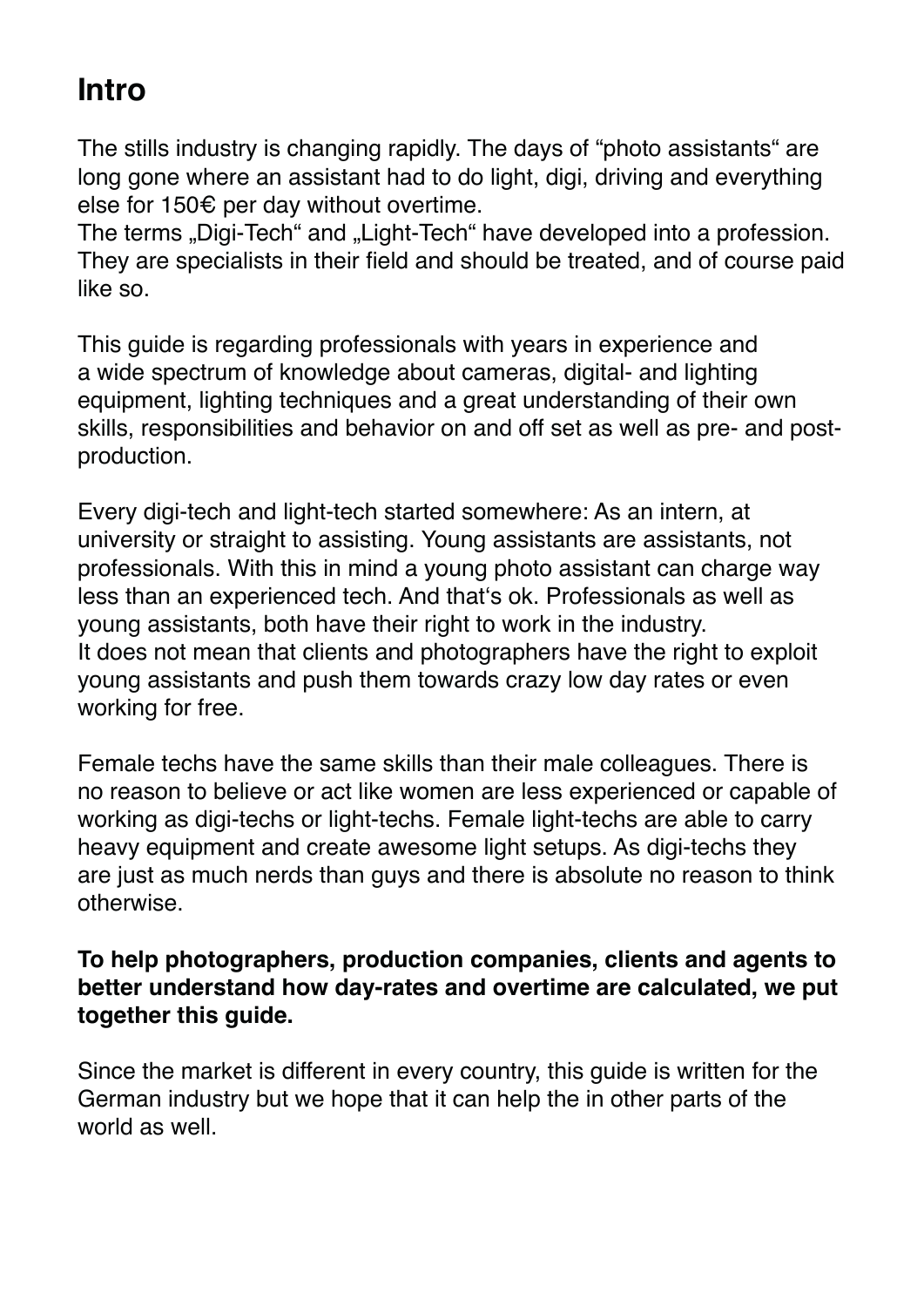# Intro

The stills industry is changing rapidly. The days of "photo assistants" are long gone where an assistant had to do light, digi, driving and everything else for 150€ per day without overtime.
The terms „Digi-Tech" and „Light-Tech" have developed into a profession. They are specialists in their field and should be treated, and of course paid like so.

This guide is regarding professionals with years in experience and a wide spectrum of knowledge about cameras, digital- and lighting equipment, lighting techniques and a great understanding of their own skills, responsibilities and behavior on and off set as well as pre- and post-production.

Every digi-tech and light-tech started somewhere: As an intern, at university or straight to assisting. Young assistants are assistants, not professionals. With this in mind a young photo assistant can charge way less than an experienced tech. And that's ok. Professionals as well as young assistants, both have their right to work in the industry.
It does not mean that clients and photographers have the right to exploit young assistants and push them towards crazy low day rates or even working for free.

Female techs have the same skills than their male colleagues. There is no reason to believe or act like women are less experienced or capable of working as digi-techs or light-techs. Female light-techs are able to carry heavy equipment and create awesome light setups. As digi-techs they are just as much nerds than guys and there is absolute no reason to think otherwise.

**To help photographers, production companies, clients and agents to better understand how day-rates and overtime are calculated, we put together this guide.**

Since the market is different in every country, this guide is written for the German industry but we hope that it can help the in other parts of the world as well.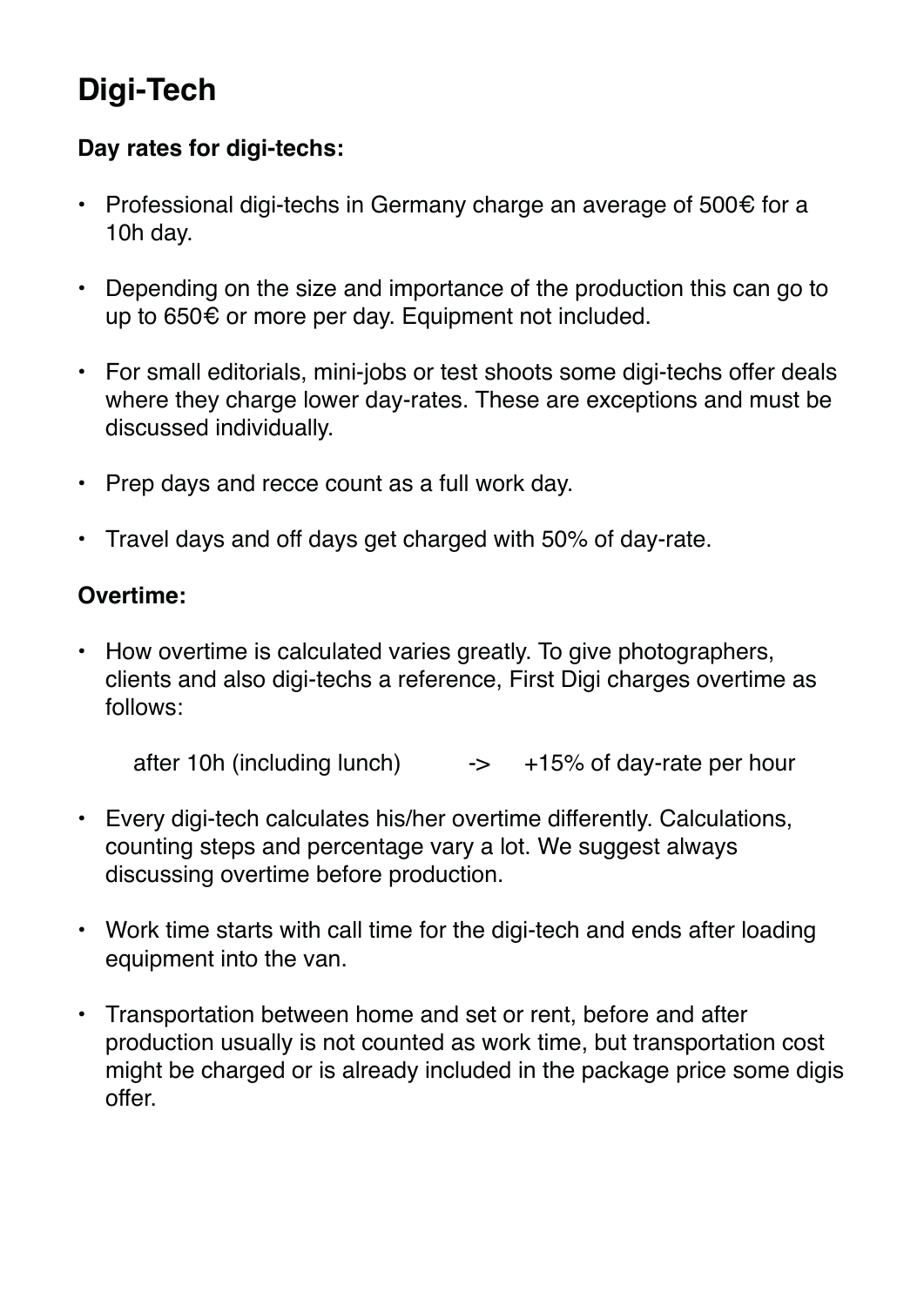# Digi-Tech

### Day rates for digi-techs:

- Professional digi-techs in Germany charge an average of 500€ for a 10h day.
- Depending on the size and importance of the production this can go to up to 650€ or more per day. Equipment not included.
- For small editorials, mini-jobs or test shoots some digi-techs offer deals where they charge lower day-rates. These are exceptions and must be discussed individually.
- Prep days and recce count as a full work day.
- Travel days and off days get charged with 50% of day-rate.

### Overtime:

- How overtime is calculated varies greatly. To give photographers, clients and also digi-techs a reference, First Digi charges overtime as follows:

  after 10h (including lunch) -> +15% of day-rate per hour

- Every digi-tech calculates his/her overtime differently. Calculations, counting steps and percentage vary a lot. We suggest always discussing overtime before production.
- Work time starts with call time for the digi-tech and ends after loading equipment into the van.
- Transportation between home and set or rent, before and after production usually is not counted as work time, but transportation cost might be charged or is already included in the package price some digis offer.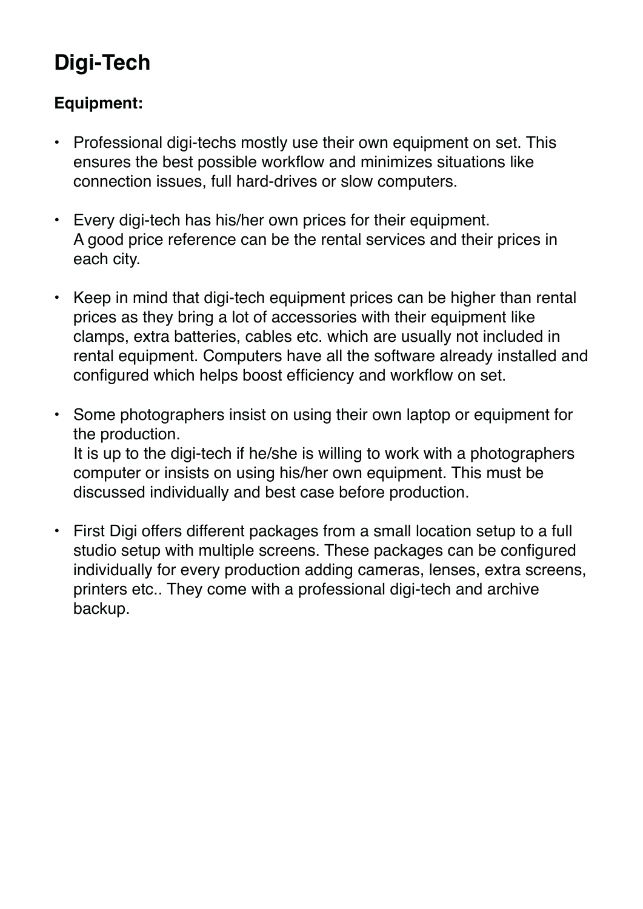# Digi-Tech

### Equipment:

- Professional digi-techs mostly use their own equipment on set. This ensures the best possible workflow and minimizes situations like connection issues, full hard-drives or slow computers.

- Every digi-tech has his/her own prices for their equipment.
  A good price reference can be the rental services and their prices in each city.

- Keep in mind that digi-tech equipment prices can be higher than rental prices as they bring a lot of accessories with their equipment like clamps, extra batteries, cables etc. which are usually not included in rental equipment. Computers have all the software already installed and configured which helps boost efficiency and workflow on set.

- Some photographers insist on using their own laptop or equipment for the production.
  It is up to the digi-tech if he/she is willing to work with a photographers computer or insists on using his/her own equipment. This must be discussed individually and best case before production.

- First Digi offers different packages from a small location setup to a full studio setup with multiple screens. These packages can be configured individually for every production adding cameras, lenses, extra screens, printers etc.. They come with a professional digi-tech and archive backup.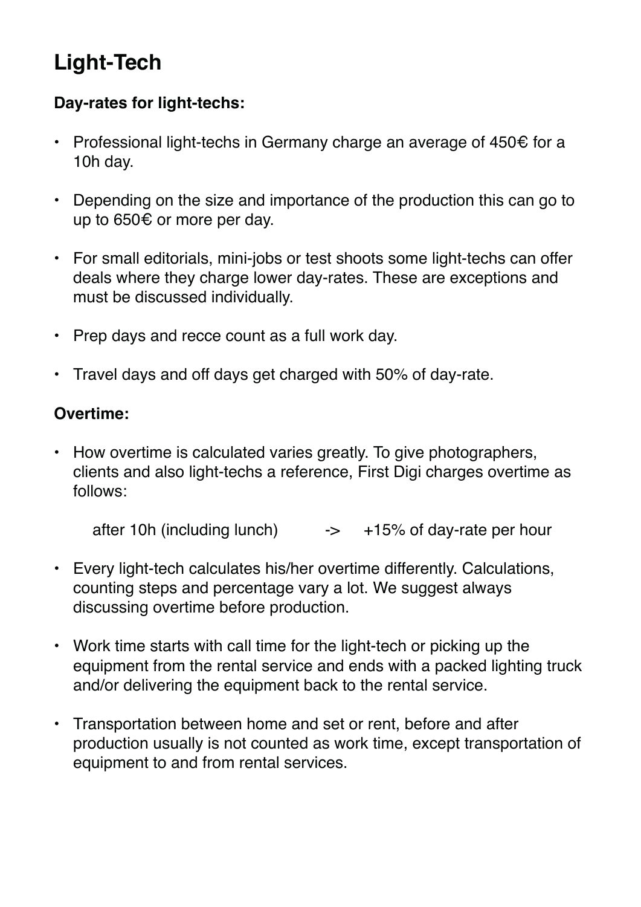# Light-Tech

**Day-rates for light-techs:**

- Professional light-techs in Germany charge an average of 450€ for a 10h day.
- Depending on the size and importance of the production this can go to up to 650€ or more per day.
- For small editorials, mini-jobs or test shoots some light-techs can offer deals where they charge lower day-rates. These are exceptions and must be discussed individually.
- Prep days and recce count as a full work day.
- Travel days and off days get charged with 50% of day-rate.

**Overtime:**

- How overtime is calculated varies greatly. To give photographers, clients and also light-techs a reference, First Digi charges overtime as follows:

  after 10h (including lunch) -> +15% of day-rate per hour

- Every light-tech calculates his/her overtime differently. Calculations, counting steps and percentage vary a lot. We suggest always discussing overtime before production.
- Work time starts with call time for the light-tech or picking up the equipment from the rental service and ends with a packed lighting truck and/or delivering the equipment back to the rental service.
- Transportation between home and set or rent, before and after production usually is not counted as work time, except transportation of equipment to and from rental services.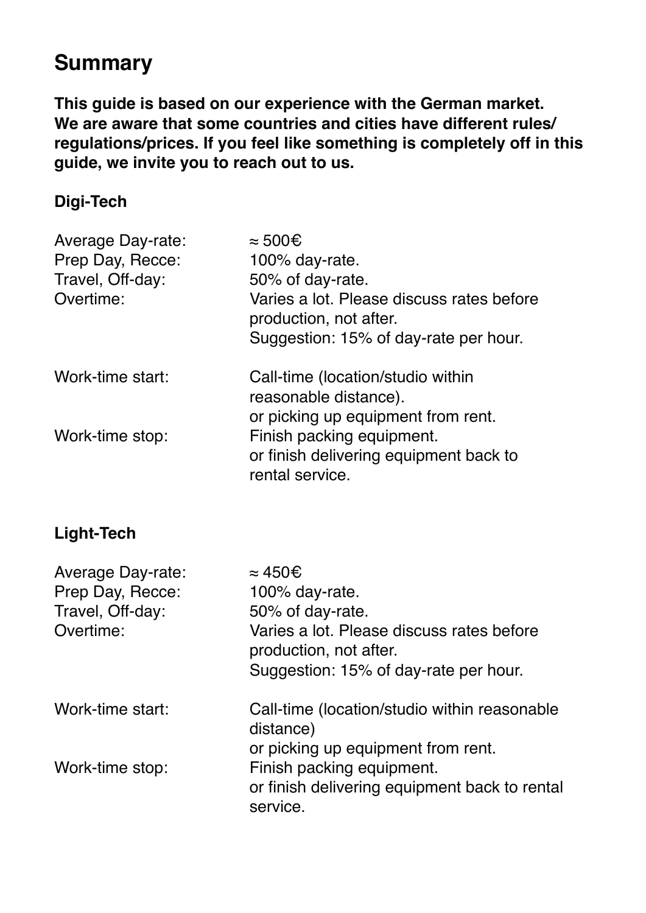## Summary

**This guide is based on our experience with the German market. We are aware that some countries and cities have different rules/ regulations/prices. If you feel like something is completely off in this guide, we invite you to reach out to us.**

### Digi-Tech

| | |
|---|---|
| Average Day-rate: | ≈ 500€ |
| Prep Day, Recce: | 100% day-rate. |
| Travel, Off-day: | 50% of day-rate. |
| Overtime: | Varies a lot. Please discuss rates before production, not after.<br>Suggestion: 15% of day-rate per hour. |
| Work-time start: | Call-time (location/studio within reasonable distance).<br>or picking up equipment from rent. |
| Work-time stop: | Finish packing equipment.<br>or finish delivering equipment back to rental service. |

### Light-Tech

| | |
|---|---|
| Average Day-rate: | ≈ 450€ |
| Prep Day, Recce: | 100% day-rate. |
| Travel, Off-day: | 50% of day-rate. |
| Overtime: | Varies a lot. Please discuss rates before production, not after.<br>Suggestion: 15% of day-rate per hour. |
| Work-time start: | Call-time (location/studio within reasonable distance)<br>or picking up equipment from rent. |
| Work-time stop: | Finish packing equipment.<br>or finish delivering equipment back to rental service. |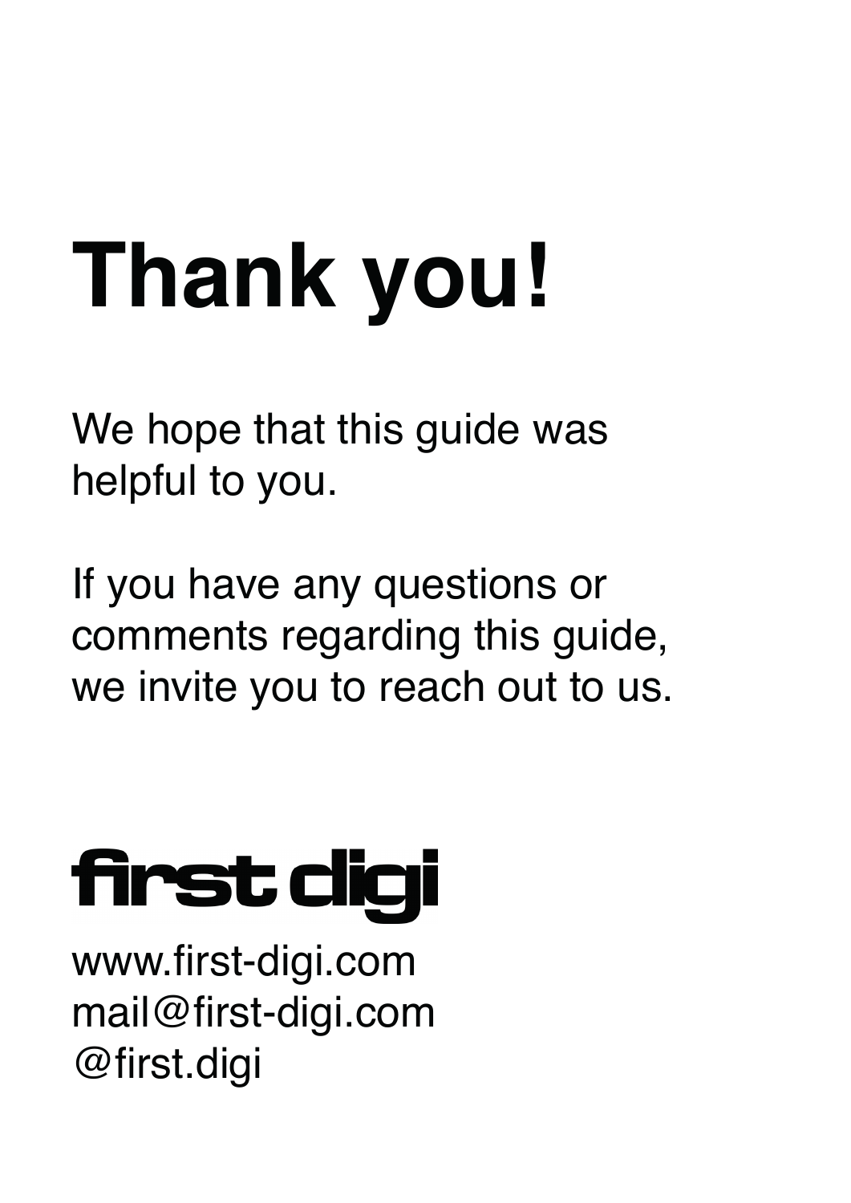# Thank you!

We hope that this guide was helpful to you.

If you have any questions or comments regarding this guide, we invite you to reach out to us.

**first digi**

www.first-digi.com
mail@first-digi.com
@first.digi